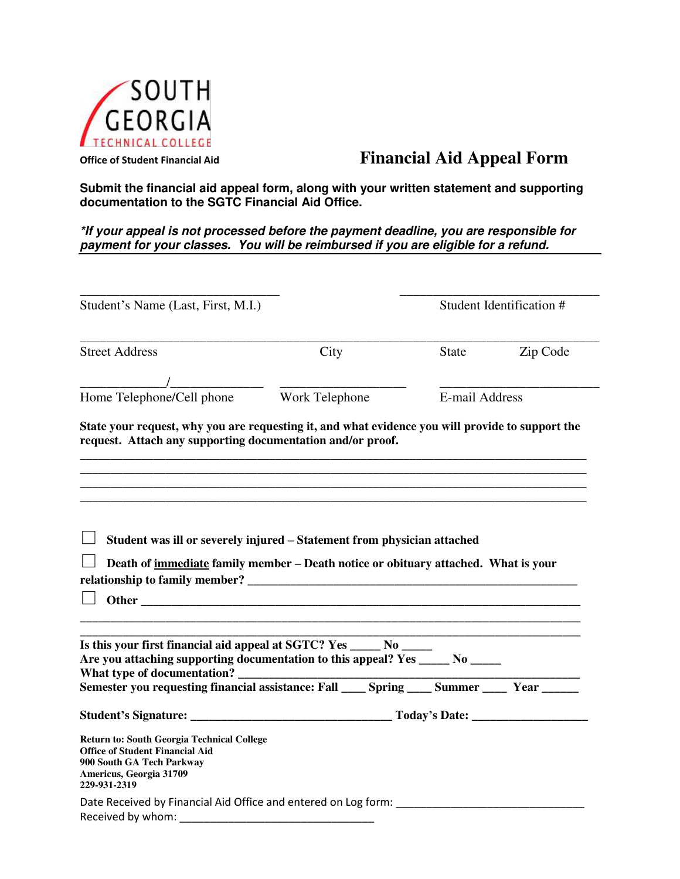SOUTH GEORGIA TECHNICAL COLLEGE

Office of Student Financial Aid

# Financial Aid Appeal Form

**Submit the financial aid appeal form, along with your written statement and supporting documentation to the SGTC Financial Aid Office.**

***\*If your appeal is not processed before the payment deadline, you are responsible for payment for your classes. You will be reimbursed if you are eligible for a refund.***

______________________________ ______________________________
Student's Name (Last, First, M.I.) Student Identification #

________________________________________________________________________________
Street Address City State Zip Code

_____________/______________ ___________________ ________________________
Home Telephone/Cell phone Work Telephone E-mail Address

**State your request, why you are requesting it, and what evidence you will provide to support the request. Attach any supporting documentation and/or proof.**

________________________________________________________________________________
________________________________________________________________________________
________________________________________________________________________________
________________________________________________________________________________

☐ **Student was ill or severely injured – Statement from physician attached**

☐ **Death of <u>immediate</u> family member – Death notice or obituary attached. What is your relationship to family member? ___________________________________________________**

☐ **Other ______________________________________________________________________**

________________________________________________________________________________
________________________________________________________________________________

**Is this your first financial aid appeal at SGTC? Yes _____ No _____**
**Are you attaching supporting documentation to this appeal? Yes _____ No _____**
**What type of documentation? ___________________________________________________**
**Semester you requesting financial assistance: Fall ____ Spring ____ Summer ____ Year ______**

**Student's Signature: ________________________________ Today's Date: __________________**

**Return to: South Georgia Technical College**
**Office of Student Financial Aid**
**900 South GA Tech Parkway**
**Americus, Georgia 31709**
**229-931-2319**

Date Received by Financial Aid Office and entered on Log form: ______________________________
Received by whom: _______________________________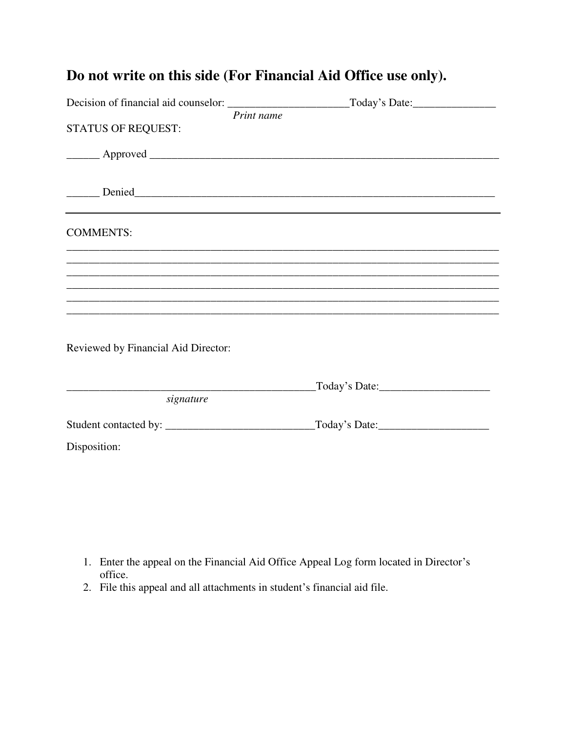## Do not write on this side (For Financial Aid Office use only).

Decision of financial aid counselor: ______________________ Today's Date:_______________

*Print name*

STATUS OF REQUEST:

______ Approved ____________________________________________________________________

______ Denied______________________________________________________________________

---

COMMENTS:

________________________________________________________________________________
________________________________________________________________________________
________________________________________________________________________________
________________________________________________________________________________
________________________________________________________________________________
________________________________________________________________________________

Reviewed by Financial Aid Director:

______________________________________________Today's Date:____________________

*signature*

Student contacted by: ___________________________Today's Date:____________________

Disposition:

1. Enter the appeal on the Financial Aid Office Appeal Log form located in Director's office.
2. File this appeal and all attachments in student's financial aid file.